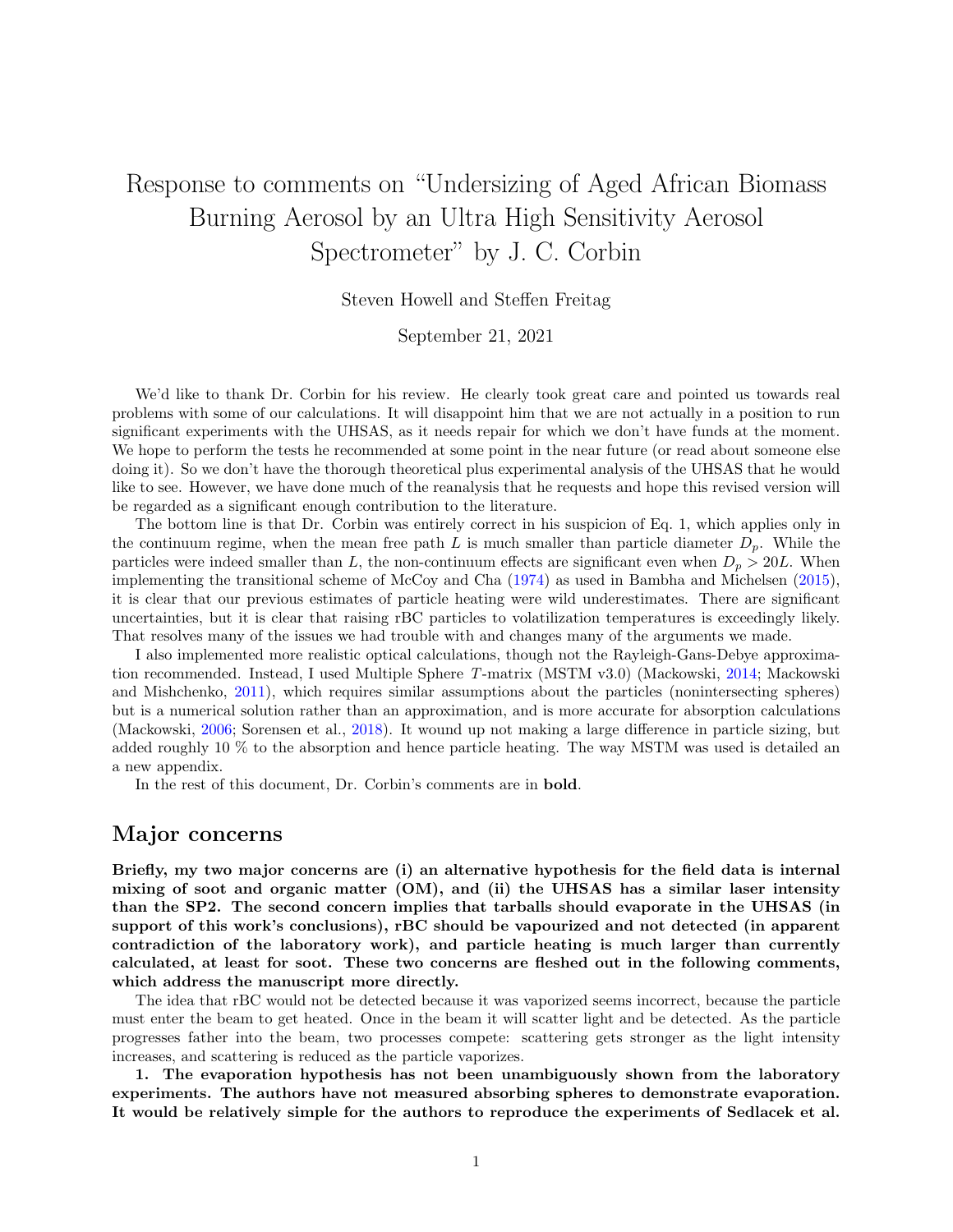# Response to comments on "Undersizing of Aged African Biomass Burning Aerosol by an Ultra High Sensitivity Aerosol Spectrometer" by J. C. Corbin

Steven Howell and Steffen Freitag

September 21, 2021

We'd like to thank Dr. Corbin for his review. He clearly took great care and pointed us towards real problems with some of our calculations. It will disappoint him that we are not actually in a position to run significant experiments with the UHSAS, as it needs repair for which we don't have funds at the moment. We hope to perform the tests he recommended at some point in the near future (or read about someone else doing it). So we don't have the thorough theoretical plus experimental analysis of the UHSAS that he would like to see. However, we have done much of the reanalysis that he requests and hope this revised version will be regarded as a significant enough contribution to the literature.

The bottom line is that Dr. Corbin was entirely correct in his suspicion of Eq. 1, which applies only in the continuum regime, when the mean free path $L$ is much smaller than particle diameter $D_p$. While the particles were indeed smaller than $L$, the non-continuum effects are significant even when $D_p > 20L$. When implementing the transitional scheme of McCoy and Cha (1974) as used in Bambha and Michelsen (2015), it is clear that our previous estimates of particle heating were wild underestimates. There are significant uncertainties, but it is clear that raising rBC particles to volatilization temperatures is exceedingly likely. That resolves many of the issues we had trouble with and changes many of the arguments we made.

I also implemented more realistic optical calculations, though not the Rayleigh-Gans-Debye approximation recommended. Instead, I used Multiple Sphere $T$-matrix (MSTM v3.0) (Mackowski, 2014; Mackowski and Mishchenko, 2011), which requires similar assumptions about the particles (nonintersecting spheres) but is a numerical solution rather than an approximation, and is more accurate for absorption calculations (Mackowski, 2006; Sorensen et al., 2018). It wound up not making a large difference in particle sizing, but added roughly 10 % to the absorption and hence particle heating. The way MSTM was used is detailed an a new appendix.

In the rest of this document, Dr. Corbin's comments are in **bold**.

## Major concerns

**Briefly, my two major concerns are (i) an alternative hypothesis for the field data is internal mixing of soot and organic matter (OM), and (ii) the UHSAS has a similar laser intensity than the SP2. The second concern implies that tarballs should evaporate in the UHSAS (in support of this work's conclusions), rBC should be vapourized and not detected (in apparent contradiction of the laboratory work), and particle heating is much larger than currently calculated, at least for soot. These two concerns are fleshed out in the following comments, which address the manuscript more directly.**

The idea that rBC would not be detected because it was vaporized seems incorrect, because the particle must enter the beam to get heated. Once in the beam it will scatter light and be detected. As the particle progresses father into the beam, two processes compete: scattering gets stronger as the light intensity increases, and scattering is reduced as the particle vaporizes.

**1. The evaporation hypothesis has not been unambiguously shown from the laboratory experiments. The authors have not measured absorbing spheres to demonstrate evaporation. It would be relatively simple for the authors to reproduce the experiments of Sedlacek et al.**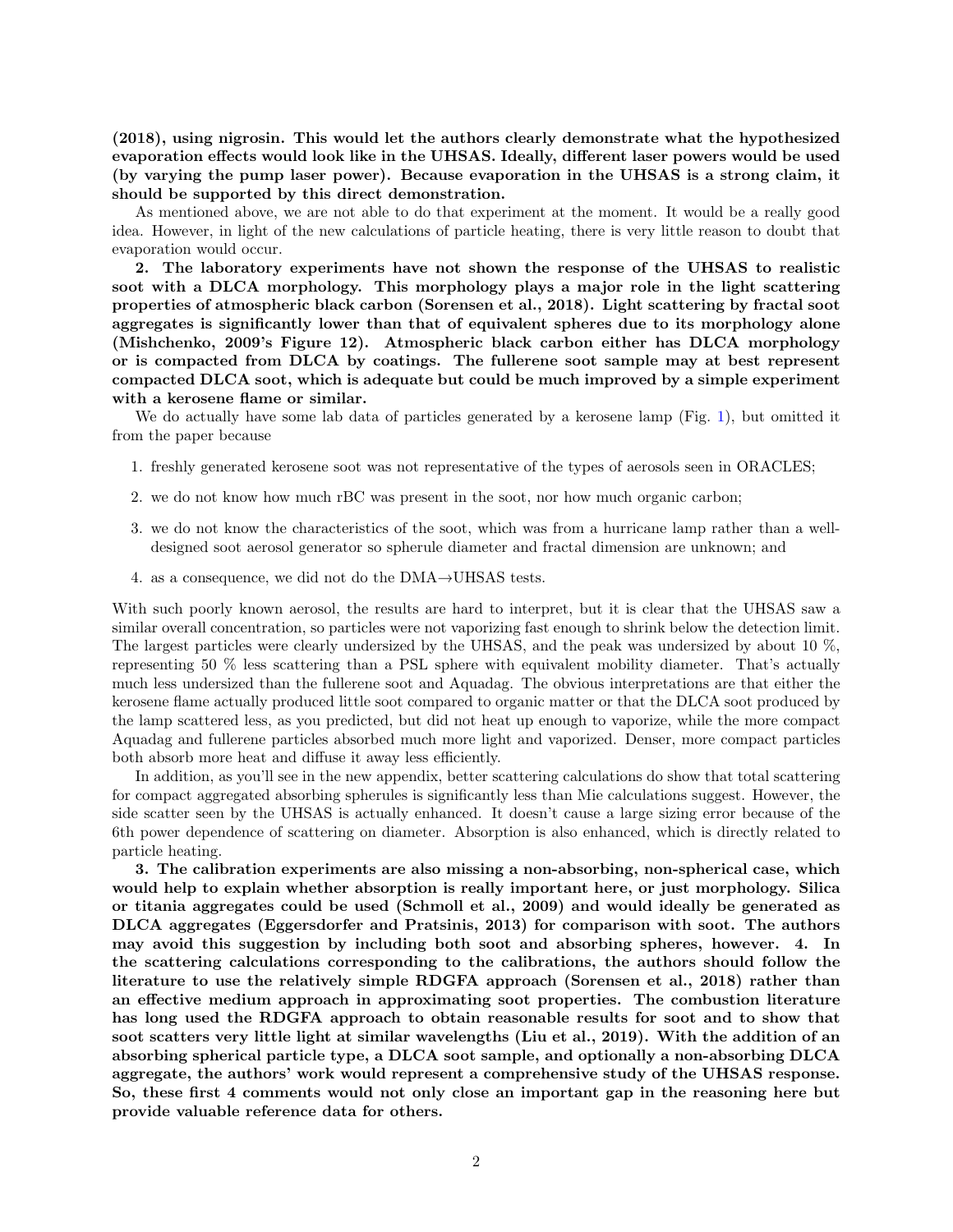**(2018), using nigrosin. This would let the authors clearly demonstrate what the hypothesized evaporation effects would look like in the UHSAS. Ideally, different laser powers would be used (by varying the pump laser power). Because evaporation in the UHSAS is a strong claim, it should be supported by this direct demonstration.**

As mentioned above, we are not able to do that experiment at the moment. It would be a really good idea. However, in light of the new calculations of particle heating, there is very little reason to doubt that evaporation would occur.

**2. The laboratory experiments have not shown the response of the UHSAS to realistic soot with a DLCA morphology. This morphology plays a major role in the light scattering properties of atmospheric black carbon (Sorensen et al., 2018). Light scattering by fractal soot aggregates is significantly lower than that of equivalent spheres due to its morphology alone (Mishchenko, 2009's Figure 12). Atmospheric black carbon either has DLCA morphology or is compacted from DLCA by coatings. The fullerene soot sample may at best represent compacted DLCA soot, which is adequate but could be much improved by a simple experiment with a kerosene flame or similar.**

We do actually have some lab data of particles generated by a kerosene lamp (Fig. 1), but omitted it from the paper because

1. freshly generated kerosene soot was not representative of the types of aerosols seen in ORACLES;
2. we do not know how much rBC was present in the soot, nor how much organic carbon;
3. we do not know the characteristics of the soot, which was from a hurricane lamp rather than a well-designed soot aerosol generator so spherule diameter and fractal dimension are unknown; and
4. as a consequence, we did not do the DMA→UHSAS tests.

With such poorly known aerosol, the results are hard to interpret, but it is clear that the UHSAS saw a similar overall concentration, so particles were not vaporizing fast enough to shrink below the detection limit. The largest particles were clearly undersized by the UHSAS, and the peak was undersized by about 10 %, representing 50 % less scattering than a PSL sphere with equivalent mobility diameter. That's actually much less undersized than the fullerene soot and Aquadag. The obvious interpretations are that either the kerosene flame actually produced little soot compared to organic matter or that the DLCA soot produced by the lamp scattered less, as you predicted, but did not heat up enough to vaporize, while the more compact Aquadag and fullerene particles absorbed much more light and vaporized. Denser, more compact particles both absorb more heat and diffuse it away less efficiently.

In addition, as you'll see in the new appendix, better scattering calculations do show that total scattering for compact aggregated absorbing spherules is significantly less than Mie calculations suggest. However, the side scatter seen by the UHSAS is actually enhanced. It doesn't cause a large sizing error because of the 6th power dependence of scattering on diameter. Absorption is also enhanced, which is directly related to particle heating.

**3. The calibration experiments are also missing a non-absorbing, non-spherical case, which would help to explain whether absorption is really important here, or just morphology. Silica or titania aggregates could be used (Schmoll et al., 2009) and would ideally be generated as DLCA aggregates (Eggersdorfer and Pratsinis, 2013) for comparison with soot. The authors may avoid this suggestion by including both soot and absorbing spheres, however. 4. In the scattering calculations corresponding to the calibrations, the authors should follow the literature to use the relatively simple RDGFA approach (Sorensen et al., 2018) rather than an effective medium approach in approximating soot properties. The combustion literature has long used the RDGFA approach to obtain reasonable results for soot and to show that soot scatters very little light at similar wavelengths (Liu et al., 2019). With the addition of an absorbing spherical particle type, a DLCA soot sample, and optionally a non-absorbing DLCA aggregate, the authors' work would represent a comprehensive study of the UHSAS response. So, these first 4 comments would not only close an important gap in the reasoning here but provide valuable reference data for others.**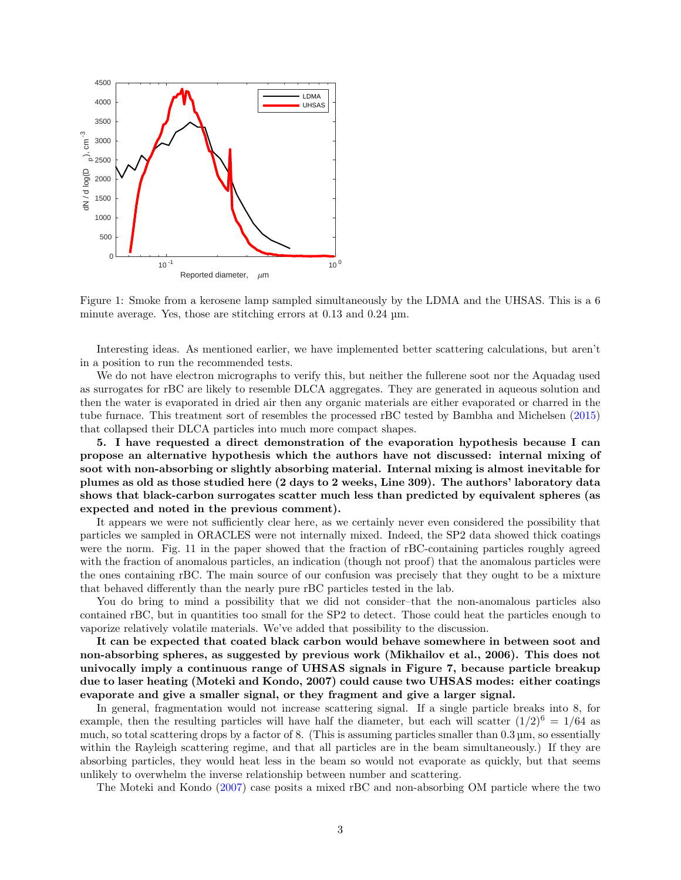Figure 1: Smoke from a kerosene lamp sampled simultaneously by the LDMA and the UHSAS. This is a 6 minute average. Yes, those are stitching errors at 0.13 and 0.24 µm.

Interesting ideas. As mentioned earlier, we have implemented better scattering calculations, but aren't in a position to run the recommended tests.

We do not have electron micrographs to verify this, but neither the fullerene soot nor the Aquadag used as surrogates for rBC are likely to resemble DLCA aggregates. They are generated in aqueous solution and then the water is evaporated in dried air then any organic materials are either evaporated or charred in the tube furnace. This treatment sort of resembles the processed rBC tested by Bambha and Michelsen (2015) that collapsed their DLCA particles into much more compact shapes.

**5. I have requested a direct demonstration of the evaporation hypothesis because I can propose an alternative hypothesis which the authors have not discussed: internal mixing of soot with non-absorbing or slightly absorbing material. Internal mixing is almost inevitable for plumes as old as those studied here (2 days to 2 weeks, Line 309). The authors' laboratory data shows that black-carbon surrogates scatter much less than predicted by equivalent spheres (as expected and noted in the previous comment).**

It appears we were not sufficiently clear here, as we certainly never even considered the possibility that particles we sampled in ORACLES were not internally mixed. Indeed, the SP2 data showed thick coatings were the norm. Fig. 11 in the paper showed that the fraction of rBC-containing particles roughly agreed with the fraction of anomalous particles, an indication (though not proof) that the anomalous particles were the ones containing rBC. The main source of our confusion was precisely that they ought to be a mixture that behaved differently than the nearly pure rBC particles tested in the lab.

You do bring to mind a possibility that we did not consider–that the non-anomalous particles also contained rBC, but in quantities too small for the SP2 to detect. Those could heat the particles enough to vaporize relatively volatile materials. We've added that possibility to the discussion.

**It can be expected that coated black carbon would behave somewhere in between soot and non-absorbing spheres, as suggested by previous work (Mikhailov et al., 2006). This does not univocally imply a continuous range of UHSAS signals in Figure 7, because particle breakup due to laser heating (Moteki and Kondo, 2007) could cause two UHSAS modes: either coatings evaporate and give a smaller signal, or they fragment and give a larger signal.**

In general, fragmentation would not increase scattering signal. If a single particle breaks into 8, for example, then the resulting particles will have half the diameter, but each will scatter $(1/2)^6 = 1/64$ as much, so total scattering drops by a factor of 8. (This is assuming particles smaller than 0.3 µm, so essentially within the Rayleigh scattering regime, and that all particles are in the beam simultaneously.) If they are absorbing particles, they would heat less in the beam so would not evaporate as quickly, but that seems unlikely to overwhelm the inverse relationship between number and scattering.

The Moteki and Kondo (2007) case posits a mixed rBC and non-absorbing OM particle where the two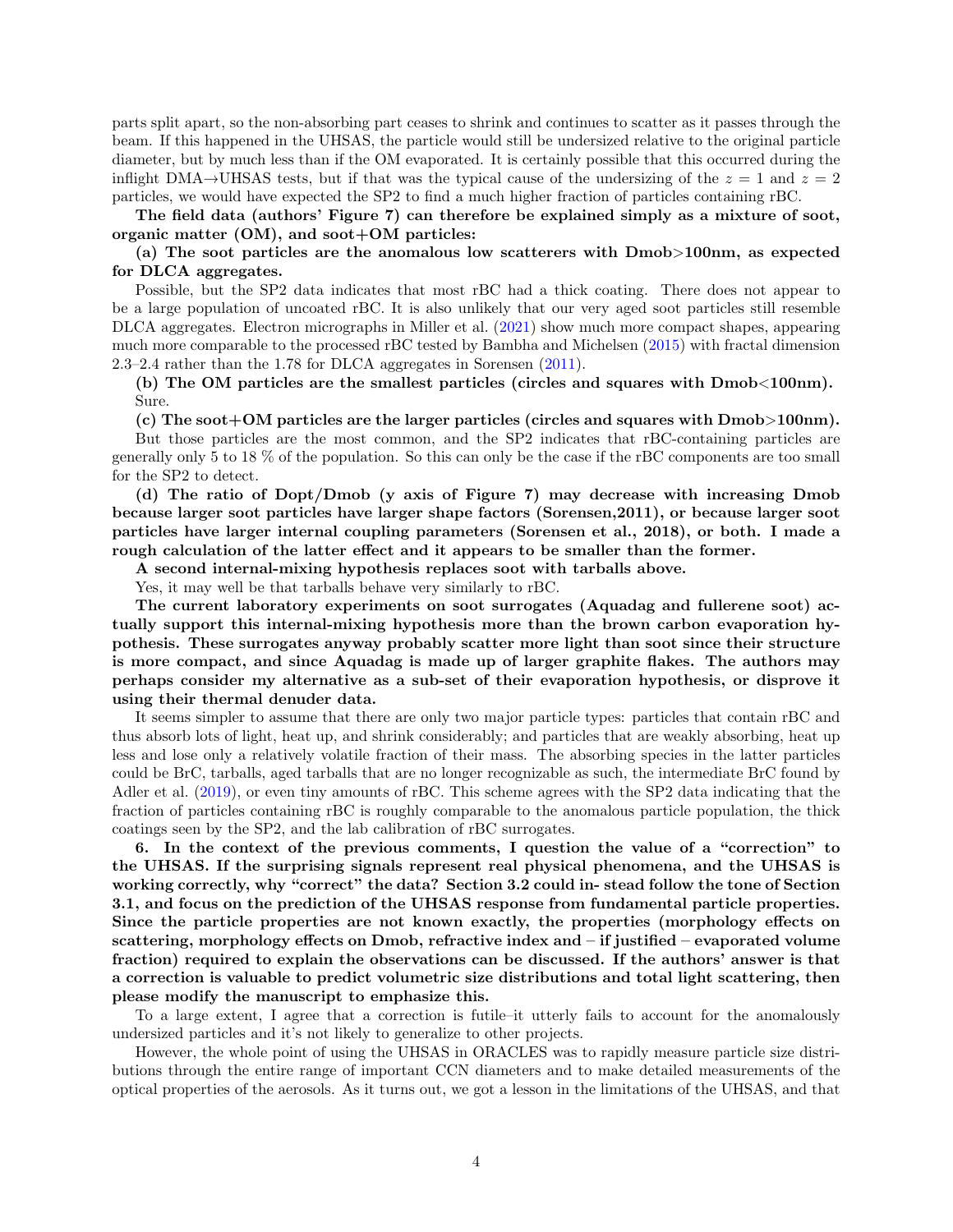parts split apart, so the non-absorbing part ceases to shrink and continues to scatter as it passes through the beam. If this happened in the UHSAS, the particle would still be undersized relative to the original particle diameter, but by much less than if the OM evaporated. It is certainly possible that this occurred during the inflight DMA→UHSAS tests, but if that was the typical cause of the undersizing of the $z = 1$ and $z = 2$ particles, we would have expected the SP2 to find a much higher fraction of particles containing rBC.

**The field data (authors' Figure 7) can therefore be explained simply as a mixture of soot, organic matter (OM), and soot+OM particles:**

**(a) The soot particles are the anomalous low scatterers with Dmob>100nm, as expected for DLCA aggregates.**

Possible, but the SP2 data indicates that most rBC had a thick coating. There does not appear to be a large population of uncoated rBC. It is also unlikely that our very aged soot particles still resemble DLCA aggregates. Electron micrographs in Miller et al. (2021) show much more compact shapes, appearing much more comparable to the processed rBC tested by Bambha and Michelsen (2015) with fractal dimension 2.3–2.4 rather than the 1.78 for DLCA aggregates in Sorensen (2011).

**(b) The OM particles are the smallest particles (circles and squares with Dmob<100nm).**

Sure.

**(c) The soot+OM particles are the larger particles (circles and squares with Dmob>100nm).**

But those particles are the most common, and the SP2 indicates that rBC-containing particles are generally only 5 to 18 % of the population. So this can only be the case if the rBC components are too small for the SP2 to detect.

**(d) The ratio of Dopt/Dmob (y axis of Figure 7) may decrease with increasing Dmob because larger soot particles have larger shape factors (Sorensen,2011), or because larger soot particles have larger internal coupling parameters (Sorensen et al., 2018), or both. I made a rough calculation of the latter effect and it appears to be smaller than the former.**

**A second internal-mixing hypothesis replaces soot with tarballs above.**

Yes, it may well be that tarballs behave very similarly to rBC.

**The current laboratory experiments on soot surrogates (Aquadag and fullerene soot) actually support this internal-mixing hypothesis more than the brown carbon evaporation hypothesis. These surrogates anyway probably scatter more light than soot since their structure is more compact, and since Aquadag is made up of larger graphite flakes. The authors may perhaps consider my alternative as a sub-set of their evaporation hypothesis, or disprove it using their thermal denuder data.**

It seems simpler to assume that there are only two major particle types: particles that contain rBC and thus absorb lots of light, heat up, and shrink considerably; and particles that are weakly absorbing, heat up less and lose only a relatively volatile fraction of their mass. The absorbing species in the latter particles could be BrC, tarballs, aged tarballs that are no longer recognizable as such, the intermediate BrC found by Adler et al. (2019), or even tiny amounts of rBC. This scheme agrees with the SP2 data indicating that the fraction of particles containing rBC is roughly comparable to the anomalous particle population, the thick coatings seen by the SP2, and the lab calibration of rBC surrogates.

**6. In the context of the previous comments, I question the value of a "correction" to the UHSAS. If the surprising signals represent real physical phenomena, and the UHSAS is working correctly, why "correct" the data? Section 3.2 could in- stead follow the tone of Section 3.1, and focus on the prediction of the UHSAS response from fundamental particle properties. Since the particle properties are not known exactly, the properties (morphology effects on scattering, morphology effects on Dmob, refractive index and – if justified – evaporated volume fraction) required to explain the observations can be discussed. If the authors' answer is that a correction is valuable to predict volumetric size distributions and total light scattering, then please modify the manuscript to emphasize this.**

To a large extent, I agree that a correction is futile–it utterly fails to account for the anomalously undersized particles and it's not likely to generalize to other projects.

However, the whole point of using the UHSAS in ORACLES was to rapidly measure particle size distributions through the entire range of important CCN diameters and to make detailed measurements of the optical properties of the aerosols. As it turns out, we got a lesson in the limitations of the UHSAS, and that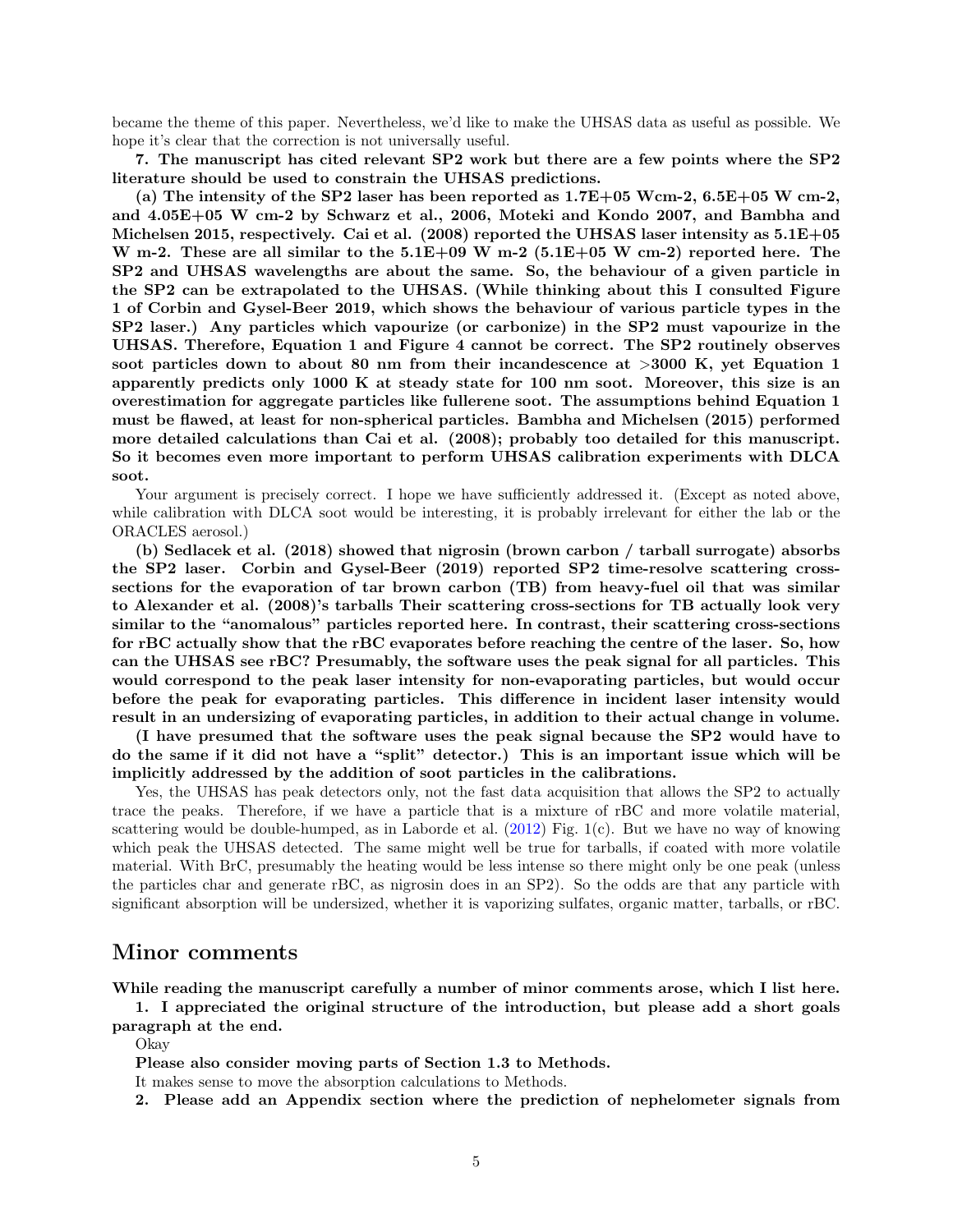became the theme of this paper. Nevertheless, we'd like to make the UHSAS data as useful as possible. We hope it's clear that the correction is not universally useful.

**7. The manuscript has cited relevant SP2 work but there are a few points where the SP2 literature should be used to constrain the UHSAS predictions.**

**(a) The intensity of the SP2 laser has been reported as 1.7E+05 Wcm-2, 6.5E+05 W cm-2, and 4.05E+05 W cm-2 by Schwarz et al., 2006, Moteki and Kondo 2007, and Bambha and Michelsen 2015, respectively. Cai et al. (2008) reported the UHSAS laser intensity as 5.1E+05 W m-2. These are all similar to the 5.1E+09 W m-2 (5.1E+05 W cm-2) reported here. The SP2 and UHSAS wavelengths are about the same. So, the behaviour of a given particle in the SP2 can be extrapolated to the UHSAS. (While thinking about this I consulted Figure 1 of Corbin and Gysel-Beer 2019, which shows the behaviour of various particle types in the SP2 laser.) Any particles which vapourize (or carbonize) in the SP2 must vapourize in the UHSAS. Therefore, Equation 1 and Figure 4 cannot be correct. The SP2 routinely observes soot particles down to about 80 nm from their incandescence at >3000 K, yet Equation 1 apparently predicts only 1000 K at steady state for 100 nm soot. Moreover, this size is an overestimation for aggregate particles like fullerene soot. The assumptions behind Equation 1 must be flawed, at least for non-spherical particles. Bambha and Michelsen (2015) performed more detailed calculations than Cai et al. (2008); probably too detailed for this manuscript. So it becomes even more important to perform UHSAS calibration experiments with DLCA soot.**

Your argument is precisely correct. I hope we have sufficiently addressed it. (Except as noted above, while calibration with DLCA soot would be interesting, it is probably irrelevant for either the lab or the ORACLES aerosol.)

**(b) Sedlacek et al. (2018) showed that nigrosin (brown carbon / tarball surrogate) absorbs the SP2 laser. Corbin and Gysel-Beer (2019) reported SP2 time-resolve scattering cross-sections for the evaporation of tar brown carbon (TB) from heavy-fuel oil that was similar to Alexander et al. (2008)'s tarballs Their scattering cross-sections for TB actually look very similar to the "anomalous" particles reported here. In contrast, their scattering cross-sections for rBC actually show that the rBC evaporates before reaching the centre of the laser. So, how can the UHSAS see rBC? Presumably, the software uses the peak signal for all particles. This would correspond to the peak laser intensity for non-evaporating particles, but would occur before the peak for evaporating particles. This difference in incident laser intensity would result in an undersizing of evaporating particles, in addition to their actual change in volume.**

**(I have presumed that the software uses the peak signal because the SP2 would have to do the same if it did not have a "split" detector.) This is an important issue which will be implicitly addressed by the addition of soot particles in the calibrations.**

Yes, the UHSAS has peak detectors only, not the fast data acquisition that allows the SP2 to actually trace the peaks. Therefore, if we have a particle that is a mixture of rBC and more volatile material, scattering would be double-humped, as in Laborde et al. (2012) Fig. 1(c). But we have no way of knowing which peak the UHSAS detected. The same might well be true for tarballs, if coated with more volatile material. With BrC, presumably the heating would be less intense so there might only be one peak (unless the particles char and generate rBC, as nigrosin does in an SP2). So the odds are that any particle with significant absorption will be undersized, whether it is vaporizing sulfates, organic matter, tarballs, or rBC.

## Minor comments

**While reading the manuscript carefully a number of minor comments arose, which I list here.**

**1. I appreciated the original structure of the introduction, but please add a short goals paragraph at the end.**

Okay

**Please also consider moving parts of Section 1.3 to Methods.**

It makes sense to move the absorption calculations to Methods.

**2. Please add an Appendix section where the prediction of nephelometer signals from**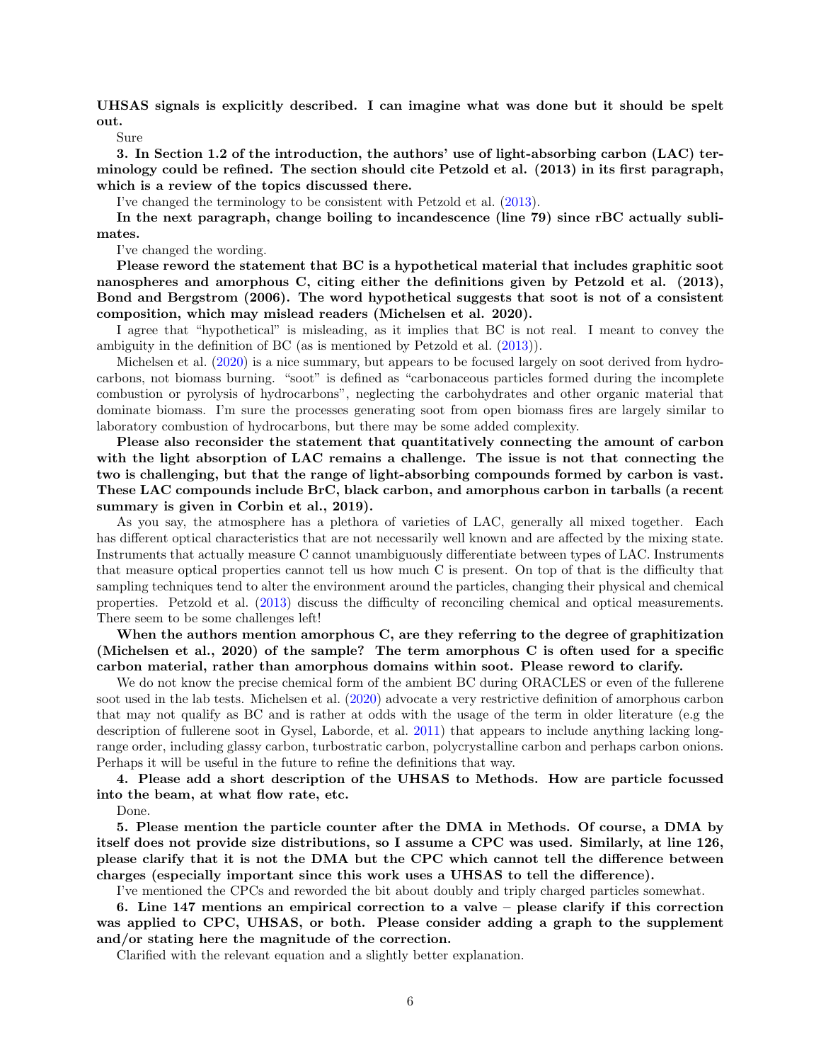**UHSAS signals is explicitly described. I can imagine what was done but it should be spelt out.**

Sure

**3. In Section 1.2 of the introduction, the authors' use of light-absorbing carbon (LAC) terminology could be refined. The section should cite Petzold et al. (2013) in its first paragraph, which is a review of the topics discussed there.**

I've changed the terminology to be consistent with Petzold et al. (2013).

**In the next paragraph, change boiling to incandescence (line 79) since rBC actually sublimates.**

I've changed the wording.

**Please reword the statement that BC is a hypothetical material that includes graphitic soot nanospheres and amorphous C, citing either the definitions given by Petzold et al. (2013), Bond and Bergstrom (2006). The word hypothetical suggests that soot is not of a consistent composition, which may mislead readers (Michelsen et al. 2020).**

I agree that "hypothetical" is misleading, as it implies that BC is not real. I meant to convey the ambiguity in the definition of BC (as is mentioned by Petzold et al. (2013)).

Michelsen et al. (2020) is a nice summary, but appears to be focused largely on soot derived from hydrocarbons, not biomass burning. "soot" is defined as "carbonaceous particles formed during the incomplete combustion or pyrolysis of hydrocarbons", neglecting the carbohydrates and other organic material that dominate biomass. I'm sure the processes generating soot from open biomass fires are largely similar to laboratory combustion of hydrocarbons, but there may be some added complexity.

**Please also reconsider the statement that quantitatively connecting the amount of carbon with the light absorption of LAC remains a challenge. The issue is not that connecting the two is challenging, but that the range of light-absorbing compounds formed by carbon is vast. These LAC compounds include BrC, black carbon, and amorphous carbon in tarballs (a recent summary is given in Corbin et al., 2019).**

As you say, the atmosphere has a plethora of varieties of LAC, generally all mixed together. Each has different optical characteristics that are not necessarily well known and are affected by the mixing state. Instruments that actually measure C cannot unambiguously differentiate between types of LAC. Instruments that measure optical properties cannot tell us how much C is present. On top of that is the difficulty that sampling techniques tend to alter the environment around the particles, changing their physical and chemical properties. Petzold et al. (2013) discuss the difficulty of reconciling chemical and optical measurements. There seem to be some challenges left!

**When the authors mention amorphous C, are they referring to the degree of graphitization (Michelsen et al., 2020) of the sample? The term amorphous C is often used for a specific carbon material, rather than amorphous domains within soot. Please reword to clarify.**

We do not know the precise chemical form of the ambient BC during ORACLES or even of the fullerene soot used in the lab tests. Michelsen et al. (2020) advocate a very restrictive definition of amorphous carbon that may not qualify as BC and is rather at odds with the usage of the term in older literature (e.g the description of fullerene soot in Gysel, Laborde, et al. 2011) that appears to include anything lacking long-range order, including glassy carbon, turbostratic carbon, polycrystalline carbon and perhaps carbon onions. Perhaps it will be useful in the future to refine the definitions that way.

**4. Please add a short description of the UHSAS to Methods. How are particle focussed into the beam, at what flow rate, etc.**

Done.

**5. Please mention the particle counter after the DMA in Methods. Of course, a DMA by itself does not provide size distributions, so I assume a CPC was used. Similarly, at line 126, please clarify that it is not the DMA but the CPC which cannot tell the difference between charges (especially important since this work uses a UHSAS to tell the difference).**

I've mentioned the CPCs and reworded the bit about doubly and triply charged particles somewhat.

**6. Line 147 mentions an empirical correction to a valve – please clarify if this correction was applied to CPC, UHSAS, or both. Please consider adding a graph to the supplement and/or stating here the magnitude of the correction.**

Clarified with the relevant equation and a slightly better explanation.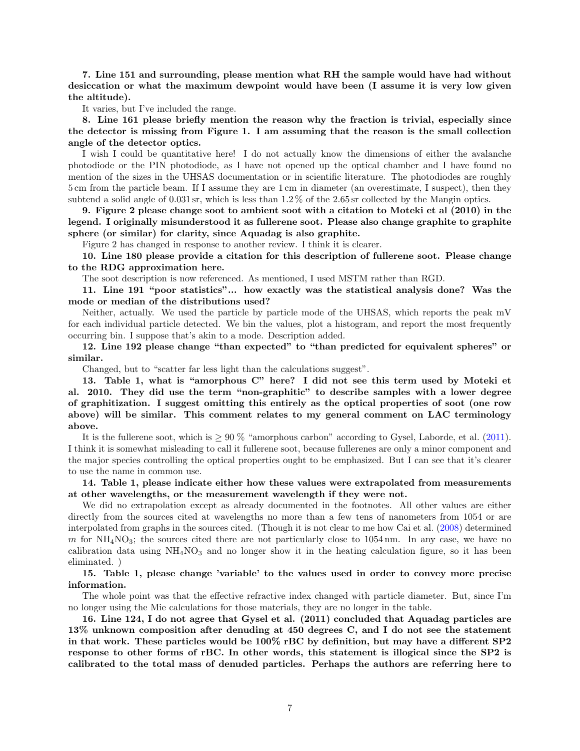**7. Line 151 and surrounding, please mention what RH the sample would have had without desiccation or what the maximum dewpoint would have been (I assume it is very low given the altitude).**

It varies, but I've included the range.

**8. Line 161 please briefly mention the reason why the fraction is trivial, especially since the detector is missing from Figure 1. I am assuming that the reason is the small collection angle of the detector optics.**

I wish I could be quantitative here! I do not actually know the dimensions of either the avalanche photodiode or the PIN photodiode, as I have not opened up the optical chamber and I have found no mention of the sizes in the UHSAS documentation or in scientific literature. The photodiodes are roughly 5 cm from the particle beam. If I assume they are 1 cm in diameter (an overestimate, I suspect), then they subtend a solid angle of 0.031 sr, which is less than 1.2 % of the 2.65 sr collected by the Mangin optics.

**9. Figure 2 please change soot to ambient soot with a citation to Moteki et al (2010) in the legend. I originally misunderstood it as fullerene soot. Please also change graphite to graphite sphere (or similar) for clarity, since Aquadag is also graphite.**

Figure 2 has changed in response to another review. I think it is clearer.

**10. Line 180 please provide a citation for this description of fullerene soot. Please change to the RDG approximation here.**

The soot description is now referenced. As mentioned, I used MSTM rather than RGD.

**11. Line 191 "poor statistics"... how exactly was the statistical analysis done? Was the mode or median of the distributions used?**

Neither, actually. We used the particle by particle mode of the UHSAS, which reports the peak mV for each individual particle detected. We bin the values, plot a histogram, and report the most frequently occurring bin. I suppose that's akin to a mode. Description added.

**12. Line 192 please change "than expected" to "than predicted for equivalent spheres" or similar.**

Changed, but to "scatter far less light than the calculations suggest".

**13. Table 1, what is "amorphous C" here? I did not see this term used by Moteki et al. 2010. They did use the term "non-graphitic" to describe samples with a lower degree of graphitization. I suggest omitting this entirely as the optical properties of soot (one row above) will be similar. This comment relates to my general comment on LAC terminology above.**

It is the fullerene soot, which is ≥ 90 % "amorphous carbon" according to Gysel, Laborde, et al. (2011). I think it is somewhat misleading to call it fullerene soot, because fullerenes are only a minor component and the major species controlling the optical properties ought to be emphasized. But I can see that it's clearer to use the name in common use.

**14. Table 1, please indicate either how these values were extrapolated from measurements at other wavelengths, or the measurement wavelength if they were not.**

We did no extrapolation except as already documented in the footnotes. All other values are either directly from the sources cited at wavelengths no more than a few tens of nanometers from 1054 or are interpolated from graphs in the sources cited. (Though it is not clear to me how Cai et al. (2008) determined $m$ for $NH_4NO_3$; the sources cited there are not particularly close to 1054 nm. In any case, we have no calibration data using $NH_4NO_3$ and no longer show it in the heating calculation figure, so it has been eliminated. )

**15. Table 1, please change 'variable' to the values used in order to convey more precise information.**

The whole point was that the effective refractive index changed with particle diameter. But, since I'm no longer using the Mie calculations for those materials, they are no longer in the table.

**16. Line 124, I do not agree that Gysel et al. (2011) concluded that Aquadag particles are 13% unknown composition after denuding at 450 degrees C, and I do not see the statement in that work. These particles would be 100% rBC by definition, but may have a different SP2 response to other forms of rBC. In other words, this statement is illogical since the SP2 is calibrated to the total mass of denuded particles. Perhaps the authors are referring here to**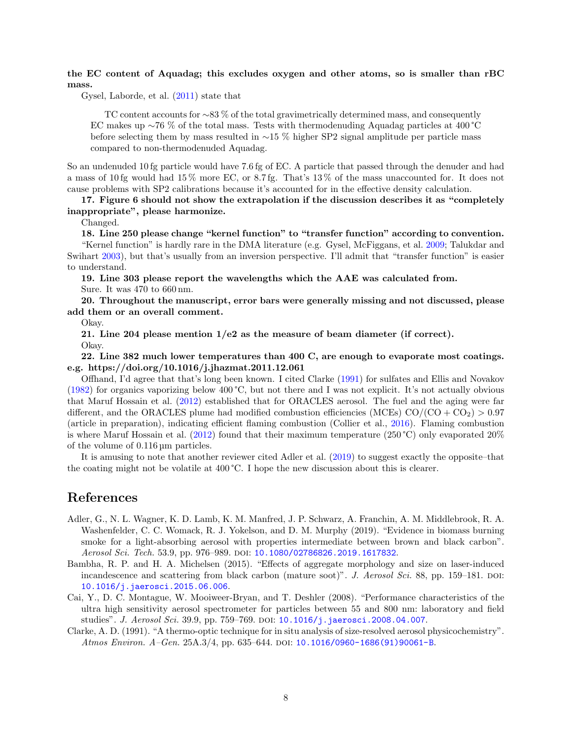**the EC content of Aquadag; this excludes oxygen and other atoms, so is smaller than rBC mass.**

Gysel, Laborde, et al. (2011) state that

> TC content accounts for ∼83 % of the total gravimetrically determined mass, and consequently EC makes up ∼76 % of the total mass. Tests with thermodenuding Aquadag particles at 400 °C before selecting them by mass resulted in ∼15 % higher SP2 signal amplitude per particle mass compared to non-thermodenuded Aquadag.

So an undenuded 10 fg particle would have 7.6 fg of EC. A particle that passed through the denuder and had a mass of 10 fg would had 15 % more EC, or 8.7 fg. That's 13 % of the mass unaccounted for. It does not cause problems with SP2 calibrations because it's accounted for in the effective density calculation.

**17. Figure 6 should not show the extrapolation if the discussion describes it as "completely inappropriate", please harmonize.**

Changed.

**18. Line 250 please change "kernel function" to "transfer function" according to convention.**

"Kernel function" is hardly rare in the DMA literature (e.g. Gysel, McFiggans, et al. 2009; Talukdar and Swihart 2003), but that's usually from an inversion perspective. I'll admit that "transfer function" is easier to understand.

**19. Line 303 please report the wavelengths which the AAE was calculated from.**

Sure. It was 470 to 660 nm.

**20. Throughout the manuscript, error bars were generally missing and not discussed, please add them or an overall comment.**

Okay.

**21. Line 204 please mention 1/e2 as the measure of beam diameter (if correct).**

Okay.

**22. Line 382 much lower temperatures than 400 C, are enough to evaporate most coatings. e.g. https://doi.org/10.1016/j.jhazmat.2011.12.061**

Offhand, I'd agree that that's long been known. I cited Clarke (1991) for sulfates and Ellis and Novakov (1982) for organics vaporizing below 400 °C, but not there and I was not explicit. It's not actually obvious that Maruf Hossain et al. (2012) established that for ORACLES aerosol. The fuel and the aging were far different, and the ORACLES plume had modified combustion efficiencies (MCEs) $CO/(CO + CO_2) > 0.97$ (article in preparation), indicating efficient flaming combustion (Collier et al., 2016). Flaming combustion is where Maruf Hossain et al. (2012) found that their maximum temperature (250 °C) only evaporated 20% of the volume of 0.116 µm particles.

It is amusing to note that another reviewer cited Adler et al. (2019) to suggest exactly the opposite–that the coating might not be volatile at 400 °C. I hope the new discussion about this is clearer.

# References

Adler, G., N. L. Wagner, K. D. Lamb, K. M. Manfred, J. P. Schwarz, A. Franchin, A. M. Middlebrook, R. A. Washenfelder, C. C. Womack, R. J. Yokelson, and D. M. Murphy (2019). "Evidence in biomass burning smoke for a light-absorbing aerosol with properties intermediate between brown and black carbon". *Aerosol Sci. Tech.* 53.9, pp. 976–989. DOI: 10.1080/02786826.2019.1617832.

Bambha, R. P. and H. A. Michelsen (2015). "Effects of aggregate morphology and size on laser-induced incandescence and scattering from black carbon (mature soot)". *J. Aerosol Sci.* 88, pp. 159–181. DOI: 10.1016/j.jaerosci.2015.06.006.

Cai, Y., D. C. Montague, W. Mooiweer-Bryan, and T. Deshler (2008). "Performance characteristics of the ultra high sensitivity aerosol spectrometer for particles between 55 and 800 nm: laboratory and field studies". *J. Aerosol Sci.* 39.9, pp. 759–769. DOI: 10.1016/j.jaerosci.2008.04.007.

Clarke, A. D. (1991). "A thermo-optic technique for in situ analysis of size-resolved aerosol physicochemistry". *Atmos Environ. A–Gen.* 25A.3/4, pp. 635–644. DOI: 10.1016/0960-1686(91)90061-B.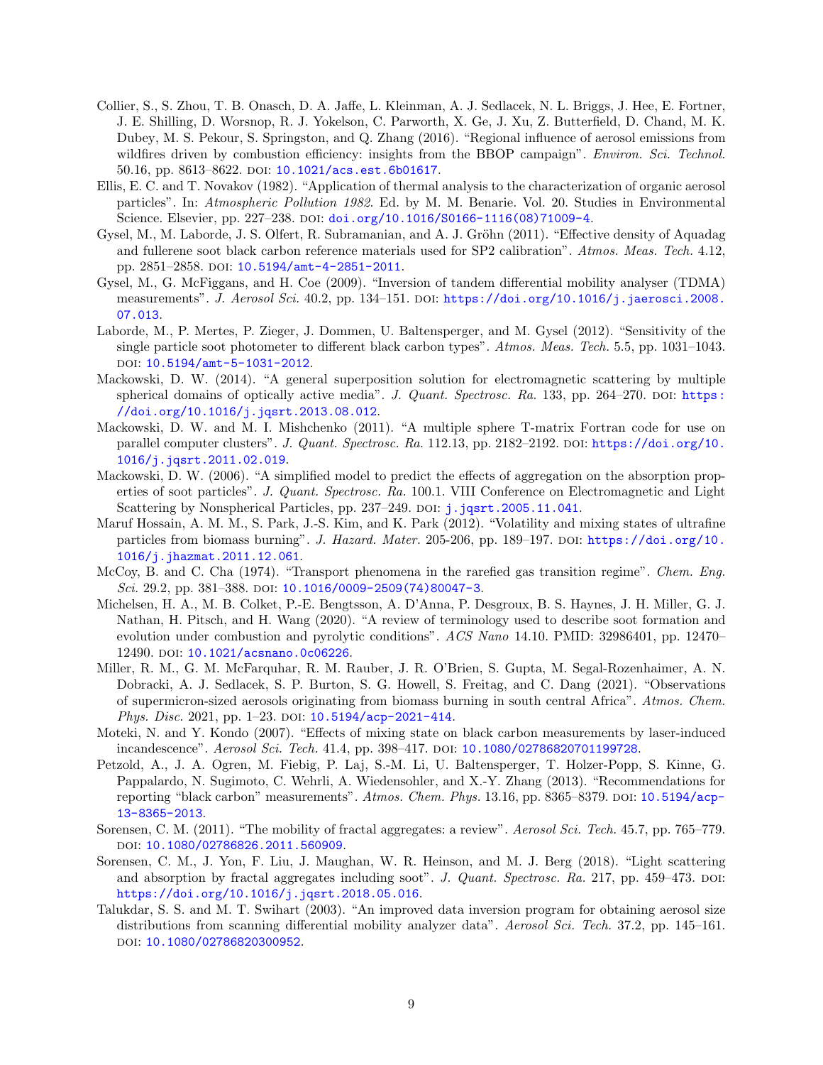Collier, S., S. Zhou, T. B. Onasch, D. A. Jaffe, L. Kleinman, A. J. Sedlacek, N. L. Briggs, J. Hee, E. Fortner, J. E. Shilling, D. Worsnop, R. J. Yokelson, C. Parworth, X. Ge, J. Xu, Z. Butterfield, D. Chand, M. K. Dubey, M. S. Pekour, S. Springston, and Q. Zhang (2016). "Regional influence of aerosol emissions from wildfires driven by combustion efficiency: insights from the BBOP campaign". *Environ. Sci. Technol.* 50.16, pp. 8613–8622. DOI: 10.1021/acs.est.6b01617.

Ellis, E. C. and T. Novakov (1982). "Application of thermal analysis to the characterization of organic aerosol particles". In: *Atmospheric Pollution 1982*. Ed. by M. M. Benarie. Vol. 20. Studies in Environmental Science. Elsevier, pp. 227–238. DOI: doi.org/10.1016/S0166-1116(08)71009-4.

Gysel, M., M. Laborde, J. S. Olfert, R. Subramanian, and A. J. Gröhn (2011). "Effective density of Aquadag and fullerene soot black carbon reference materials used for SP2 calibration". *Atmos. Meas. Tech.* 4.12, pp. 2851–2858. DOI: 10.5194/amt-4-2851-2011.

Gysel, M., G. McFiggans, and H. Coe (2009). "Inversion of tandem differential mobility analyser (TDMA) measurements". *J. Aerosol Sci.* 40.2, pp. 134–151. DOI: https://doi.org/10.1016/j.jaerosci.2008.07.013.

Laborde, M., P. Mertes, P. Zieger, J. Dommen, U. Baltensperger, and M. Gysel (2012). "Sensitivity of the single particle soot photometer to different black carbon types". *Atmos. Meas. Tech.* 5.5, pp. 1031–1043. DOI: 10.5194/amt-5-1031-2012.

Mackowski, D. W. (2014). "A general superposition solution for electromagnetic scattering by multiple spherical domains of optically active media". *J. Quant. Spectrosc. Ra.* 133, pp. 264–270. DOI: https://doi.org/10.1016/j.jqsrt.2013.08.012.

Mackowski, D. W. and M. I. Mishchenko (2011). "A multiple sphere T-matrix Fortran code for use on parallel computer clusters". *J. Quant. Spectrosc. Ra.* 112.13, pp. 2182–2192. DOI: https://doi.org/10.1016/j.jqsrt.2011.02.019.

Mackowski, D. W. (2006). "A simplified model to predict the effects of aggregation on the absorption properties of soot particles". *J. Quant. Spectrosc. Ra.* 100.1. VIII Conference on Electromagnetic and Light Scattering by Nonspherical Particles, pp. 237–249. DOI: j.jqsrt.2005.11.041.

Maruf Hossain, A. M. M., S. Park, J.-S. Kim, and K. Park (2012). "Volatility and mixing states of ultrafine particles from biomass burning". *J. Hazard. Mater.* 205-206, pp. 189–197. DOI: https://doi.org/10.1016/j.jhazmat.2011.12.061.

McCoy, B. and C. Cha (1974). "Transport phenomena in the rarefied gas transition regime". *Chem. Eng. Sci.* 29.2, pp. 381–388. DOI: 10.1016/0009-2509(74)80047-3.

Michelsen, H. A., M. B. Colket, P.-E. Bengtsson, A. D'Anna, P. Desgroux, B. S. Haynes, J. H. Miller, G. J. Nathan, H. Pitsch, and H. Wang (2020). "A review of terminology used to describe soot formation and evolution under combustion and pyrolytic conditions". *ACS Nano* 14.10. PMID: 32986401, pp. 12470–12490. DOI: 10.1021/acsnano.0c06226.

Miller, R. M., G. M. McFarquhar, R. M. Rauber, J. R. O'Brien, S. Gupta, M. Segal-Rozenhaimer, A. N. Dobracki, A. J. Sedlacek, S. P. Burton, S. G. Howell, S. Freitag, and C. Dang (2021). "Observations of supermicron-sized aerosols originating from biomass burning in south central Africa". *Atmos. Chem. Phys. Disc.* 2021, pp. 1–23. DOI: 10.5194/acp-2021-414.

Moteki, N. and Y. Kondo (2007). "Effects of mixing state on black carbon measurements by laser-induced incandescence". *Aerosol Sci. Tech.* 41.4, pp. 398–417. DOI: 10.1080/02786820701199728.

Petzold, A., J. A. Ogren, M. Fiebig, P. Laj, S.-M. Li, U. Baltensperger, T. Holzer-Popp, S. Kinne, G. Pappalardo, N. Sugimoto, C. Wehrli, A. Wiedensohler, and X.-Y. Zhang (2013). "Recommendations for reporting "black carbon" measurements". *Atmos. Chem. Phys.* 13.16, pp. 8365–8379. DOI: 10.5194/acp-13-8365-2013.

Sorensen, C. M. (2011). "The mobility of fractal aggregates: a review". *Aerosol Sci. Tech.* 45.7, pp. 765–779. DOI: 10.1080/02786826.2011.560909.

Sorensen, C. M., J. Yon, F. Liu, J. Maughan, W. R. Heinson, and M. J. Berg (2018). "Light scattering and absorption by fractal aggregates including soot". *J. Quant. Spectrosc. Ra.* 217, pp. 459–473. DOI: https://doi.org/10.1016/j.jqsrt.2018.05.016.

Talukdar, S. S. and M. T. Swihart (2003). "An improved data inversion program for obtaining aerosol size distributions from scanning differential mobility analyzer data". *Aerosol Sci. Tech.* 37.2, pp. 145–161. DOI: 10.1080/02786820300952.